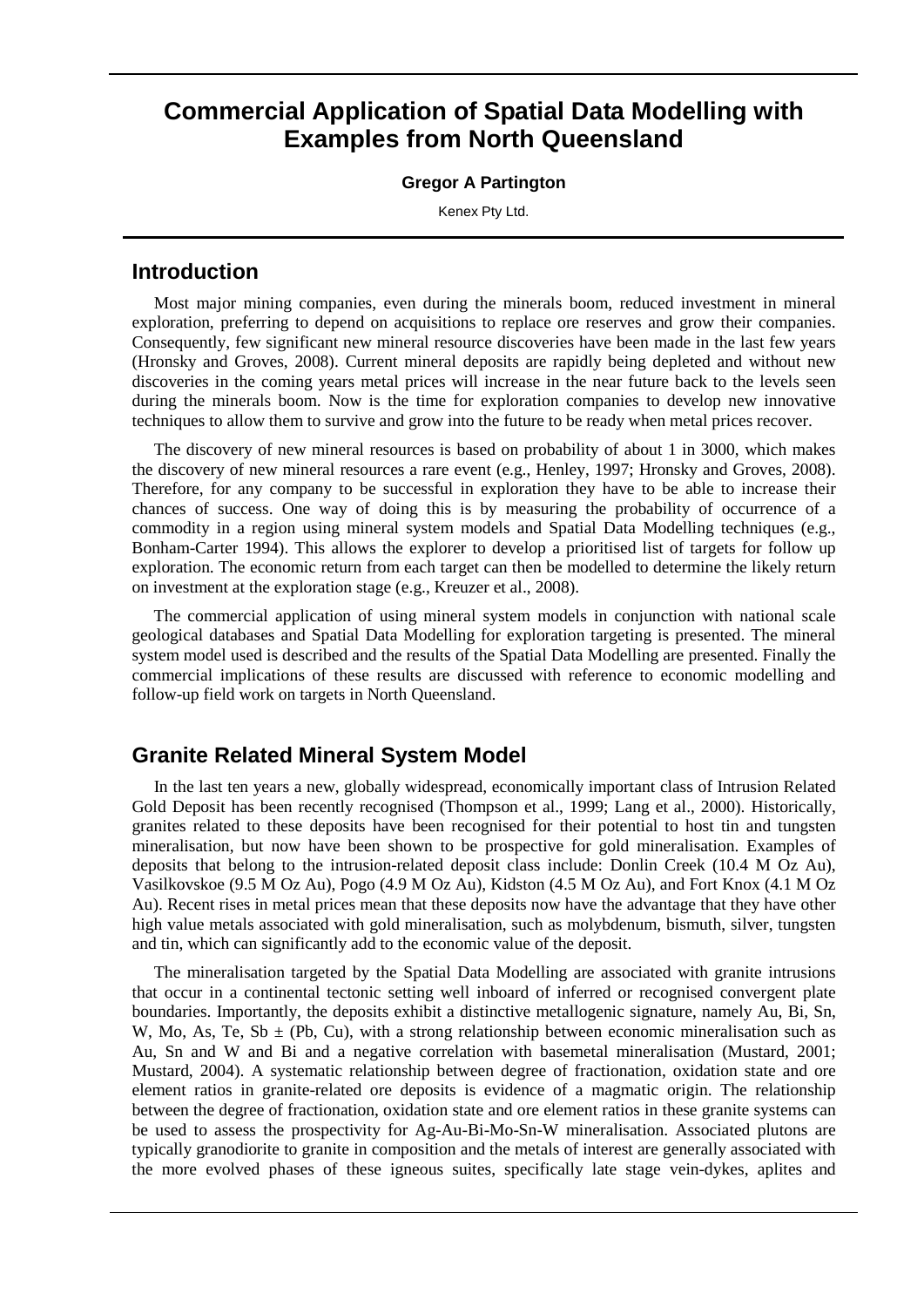# Commercial Application of Spatial Data Modelling with Examples from North Queensland

**Gregor A Partington**

Kenex Pty Ltd.

## Introduction

Most major mining companies, even during the minerals boom, reduced investment in mineral exploration, preferring to depend on acquisitions to replace ore reserves and grow their companies. Consequently, few significant new mineral resource discoveries have been made in the last few years (Hronsky and Groves, 2008). Current mineral deposits are rapidly being depleted and without new discoveries in the coming years metal prices will increase in the near future back to the levels seen during the minerals boom. Now is the time for exploration companies to develop new innovative techniques to allow them to survive and grow into the future to be ready when metal prices recover.

The discovery of new mineral resources is based on probability of about 1 in 3000, which makes the discovery of new mineral resources a rare event (e.g., Henley, 1997; Hronsky and Groves, 2008). Therefore, for any company to be successful in exploration they have to be able to increase their chances of success. One way of doing this is by measuring the probability of occurrence of a commodity in a region using mineral system models and Spatial Data Modelling techniques (e.g., Bonham-Carter 1994). This allows the explorer to develop a prioritised list of targets for follow up exploration. The economic return from each target can then be modelled to determine the likely return on investment at the exploration stage (e.g., Kreuzer et al., 2008).

The commercial application of using mineral system models in conjunction with national scale geological databases and Spatial Data Modelling for exploration targeting is presented. The mineral system model used is described and the results of the Spatial Data Modelling are presented. Finally the commercial implications of these results are discussed with reference to economic modelling and follow-up field work on targets in North Queensland.

## Granite Related Mineral System Model

In the last ten years a new, globally widespread, economically important class of Intrusion Related Gold Deposit has been recently recognised (Thompson et al., 1999; Lang et al., 2000). Historically, granites related to these deposits have been recognised for their potential to host tin and tungsten mineralisation, but now have been shown to be prospective for gold mineralisation. Examples of deposits that belong to the intrusion-related deposit class include: Donlin Creek (10.4 M Oz Au), Vasilkovskoe (9.5 M Oz Au), Pogo (4.9 M Oz Au), Kidston (4.5 M Oz Au), and Fort Knox (4.1 M Oz Au). Recent rises in metal prices mean that these deposits now have the advantage that they have other high value metals associated with gold mineralisation, such as molybdenum, bismuth, silver, tungsten and tin, which can significantly add to the economic value of the deposit.

The mineralisation targeted by the Spatial Data Modelling are associated with granite intrusions that occur in a continental tectonic setting well inboard of inferred or recognised convergent plate boundaries. Importantly, the deposits exhibit a distinctive metallogenic signature, namely Au, Bi, Sn, W, Mo, As, Te, Sb ± (Pb, Cu), with a strong relationship between economic mineralisation such as Au, Sn and W and Bi and a negative correlation with basemetal mineralisation (Mustard, 2001; Mustard, 2004). A systematic relationship between degree of fractionation, oxidation state and ore element ratios in granite-related ore deposits is evidence of a magmatic origin. The relationship between the degree of fractionation, oxidation state and ore element ratios in these granite systems can be used to assess the prospectivity for Ag-Au-Bi-Mo-Sn-W mineralisation. Associated plutons are typically granodiorite to granite in composition and the metals of interest are generally associated with the more evolved phases of these igneous suites, specifically late stage vein-dykes, aplites and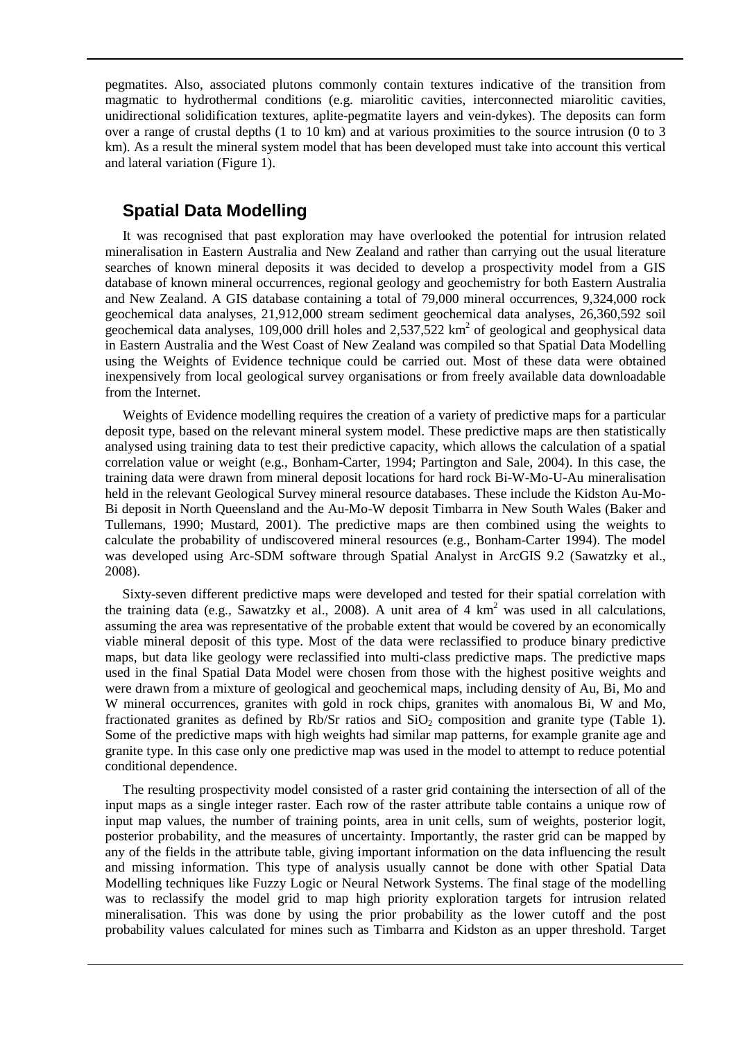pegmatites. Also, associated plutons commonly contain textures indicative of the transition from magmatic to hydrothermal conditions (e.g. miarolitic cavities, interconnected miarolitic cavities, unidirectional solidification textures, aplite-pegmatite layers and vein-dykes). The deposits can form over a range of crustal depths (1 to 10 km) and at various proximities to the source intrusion (0 to 3 km). As a result the mineral system model that has been developed must take into account this vertical and lateral variation (Figure 1).

## Spatial Data Modelling

It was recognised that past exploration may have overlooked the potential for intrusion related mineralisation in Eastern Australia and New Zealand and rather than carrying out the usual literature searches of known mineral deposits it was decided to develop a prospectivity model from a GIS database of known mineral occurrences, regional geology and geochemistry for both Eastern Australia and New Zealand. A GIS database containing a total of 79,000 mineral occurrences, 9,324,000 rock geochemical data analyses, 21,912,000 stream sediment geochemical data analyses, 26,360,592 soil geochemical data analyses, 109,000 drill holes and 2,537,522 $km^2$ of geological and geophysical data in Eastern Australia and the West Coast of New Zealand was compiled so that Spatial Data Modelling using the Weights of Evidence technique could be carried out. Most of these data were obtained inexpensively from local geological survey organisations or from freely available data downloadable from the Internet.

Weights of Evidence modelling requires the creation of a variety of predictive maps for a particular deposit type, based on the relevant mineral system model. These predictive maps are then statistically analysed using training data to test their predictive capacity, which allows the calculation of a spatial correlation value or weight (e.g., Bonham-Carter, 1994; Partington and Sale, 2004). In this case, the training data were drawn from mineral deposit locations for hard rock Bi-W-Mo-U-Au mineralisation held in the relevant Geological Survey mineral resource databases. These include the Kidston Au-Mo-Bi deposit in North Queensland and the Au-Mo-W deposit Timbarra in New South Wales (Baker and Tullemans, 1990; Mustard, 2001). The predictive maps are then combined using the weights to calculate the probability of undiscovered mineral resources (e.g., Bonham-Carter 1994). The model was developed using Arc-SDM software through Spatial Analyst in ArcGIS 9.2 (Sawatzky et al., 2008).

Sixty-seven different predictive maps were developed and tested for their spatial correlation with the training data (e.g., Sawatzky et al., 2008). A unit area of 4 $km^2$ was used in all calculations, assuming the area was representative of the probable extent that would be covered by an economically viable mineral deposit of this type. Most of the data were reclassified to produce binary predictive maps, but data like geology were reclassified into multi-class predictive maps. The predictive maps used in the final Spatial Data Model were chosen from those with the highest positive weights and were drawn from a mixture of geological and geochemical maps, including density of Au, Bi, Mo and W mineral occurrences, granites with gold in rock chips, granites with anomalous Bi, W and Mo, fractionated granites as defined by Rb/Sr ratios and $SiO_2$ composition and granite type (Table 1). Some of the predictive maps with high weights had similar map patterns, for example granite age and granite type. In this case only one predictive map was used in the model to attempt to reduce potential conditional dependence.

The resulting prospectivity model consisted of a raster grid containing the intersection of all of the input maps as a single integer raster. Each row of the raster attribute table contains a unique row of input map values, the number of training points, area in unit cells, sum of weights, posterior logit, posterior probability, and the measures of uncertainty. Importantly, the raster grid can be mapped by any of the fields in the attribute table, giving important information on the data influencing the result and missing information. This type of analysis usually cannot be done with other Spatial Data Modelling techniques like Fuzzy Logic or Neural Network Systems. The final stage of the modelling was to reclassify the model grid to map high priority exploration targets for intrusion related mineralisation. This was done by using the prior probability as the lower cutoff and the post probability values calculated for mines such as Timbarra and Kidston as an upper threshold. Target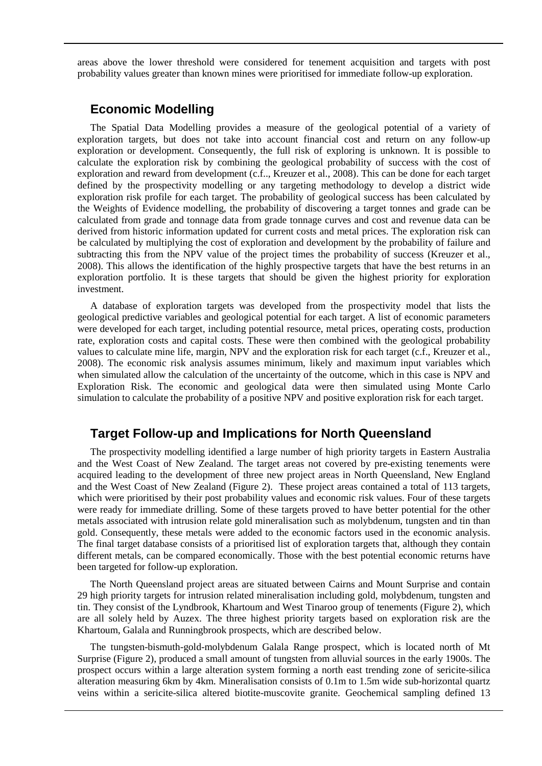areas above the lower threshold were considered for tenement acquisition and targets with post probability values greater than known mines were prioritised for immediate follow-up exploration.

## Economic Modelling

The Spatial Data Modelling provides a measure of the geological potential of a variety of exploration targets, but does not take into account financial cost and return on any follow-up exploration or development. Consequently, the full risk of exploring is unknown. It is possible to calculate the exploration risk by combining the geological probability of success with the cost of exploration and reward from development (c.f.., Kreuzer et al., 2008). This can be done for each target defined by the prospectivity modelling or any targeting methodology to develop a district wide exploration risk profile for each target. The probability of geological success has been calculated by the Weights of Evidence modelling, the probability of discovering a target tonnes and grade can be calculated from grade and tonnage data from grade tonnage curves and cost and revenue data can be derived from historic information updated for current costs and metal prices. The exploration risk can be calculated by multiplying the cost of exploration and development by the probability of failure and subtracting this from the NPV value of the project times the probability of success (Kreuzer et al., 2008). This allows the identification of the highly prospective targets that have the best returns in an exploration portfolio. It is these targets that should be given the highest priority for exploration investment.

A database of exploration targets was developed from the prospectivity model that lists the geological predictive variables and geological potential for each target. A list of economic parameters were developed for each target, including potential resource, metal prices, operating costs, production rate, exploration costs and capital costs. These were then combined with the geological probability values to calculate mine life, margin, NPV and the exploration risk for each target (c.f., Kreuzer et al., 2008). The economic risk analysis assumes minimum, likely and maximum input variables which when simulated allow the calculation of the uncertainty of the outcome, which in this case is NPV and Exploration Risk. The economic and geological data were then simulated using Monte Carlo simulation to calculate the probability of a positive NPV and positive exploration risk for each target.

## Target Follow-up and Implications for North Queensland

The prospectivity modelling identified a large number of high priority targets in Eastern Australia and the West Coast of New Zealand. The target areas not covered by pre-existing tenements were acquired leading to the development of three new project areas in North Queensland, New England and the West Coast of New Zealand (Figure 2). These project areas contained a total of 113 targets, which were prioritised by their post probability values and economic risk values. Four of these targets were ready for immediate drilling. Some of these targets proved to have better potential for the other metals associated with intrusion relate gold mineralisation such as molybdenum, tungsten and tin than gold. Consequently, these metals were added to the economic factors used in the economic analysis. The final target database consists of a prioritised list of exploration targets that, although they contain different metals, can be compared economically. Those with the best potential economic returns have been targeted for follow-up exploration.

The North Queensland project areas are situated between Cairns and Mount Surprise and contain 29 high priority targets for intrusion related mineralisation including gold, molybdenum, tungsten and tin. They consist of the Lyndbrook, Khartoum and West Tinaroo group of tenements (Figure 2), which are all solely held by Auzex. The three highest priority targets based on exploration risk are the Khartoum, Galala and Runningbrook prospects, which are described below.

The tungsten-bismuth-gold-molybdenum Galala Range prospect, which is located north of Mt Surprise (Figure 2), produced a small amount of tungsten from alluvial sources in the early 1900s. The prospect occurs within a large alteration system forming a north east trending zone of sericite-silica alteration measuring 6km by 4km. Mineralisation consists of 0.1m to 1.5m wide sub-horizontal quartz veins within a sericite-silica altered biotite-muscovite granite. Geochemical sampling defined 13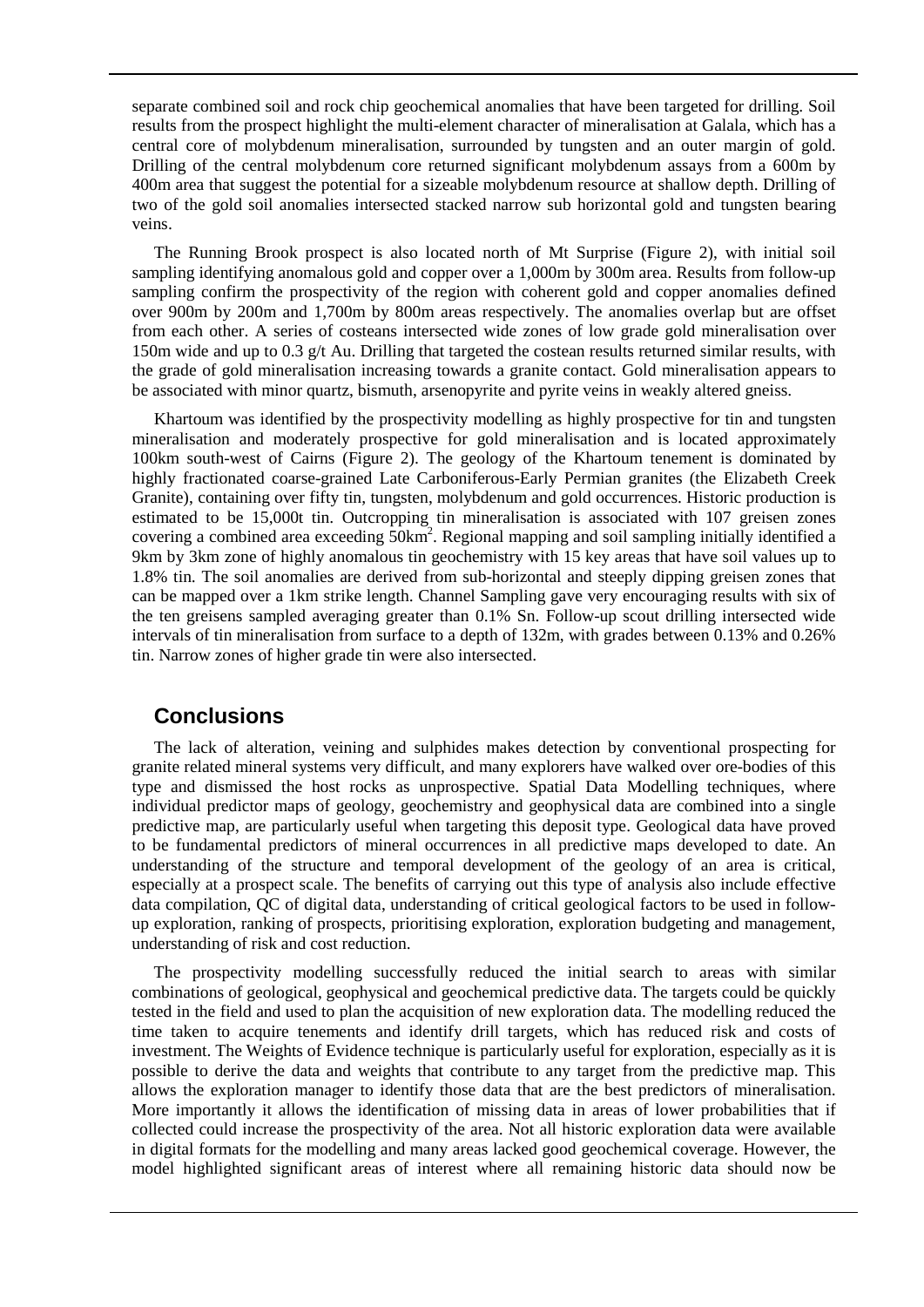separate combined soil and rock chip geochemical anomalies that have been targeted for drilling. Soil results from the prospect highlight the multi-element character of mineralisation at Galala, which has a central core of molybdenum mineralisation, surrounded by tungsten and an outer margin of gold. Drilling of the central molybdenum core returned significant molybdenum assays from a 600m by 400m area that suggest the potential for a sizeable molybdenum resource at shallow depth. Drilling of two of the gold soil anomalies intersected stacked narrow sub horizontal gold and tungsten bearing veins.

The Running Brook prospect is also located north of Mt Surprise (Figure 2), with initial soil sampling identifying anomalous gold and copper over a 1,000m by 300m area. Results from follow-up sampling confirm the prospectivity of the region with coherent gold and copper anomalies defined over 900m by 200m and 1,700m by 800m areas respectively. The anomalies overlap but are offset from each other. A series of costeans intersected wide zones of low grade gold mineralisation over 150m wide and up to 0.3 g/t Au. Drilling that targeted the costean results returned similar results, with the grade of gold mineralisation increasing towards a granite contact. Gold mineralisation appears to be associated with minor quartz, bismuth, arsenopyrite and pyrite veins in weakly altered gneiss.

Khartoum was identified by the prospectivity modelling as highly prospective for tin and tungsten mineralisation and moderately prospective for gold mineralisation and is located approximately 100km south-west of Cairns (Figure 2). The geology of the Khartoum tenement is dominated by highly fractionated coarse-grained Late Carboniferous-Early Permian granites (the Elizabeth Creek Granite), containing over fifty tin, tungsten, molybdenum and gold occurrences. Historic production is estimated to be 15,000t tin. Outcropping tin mineralisation is associated with 107 greisen zones covering a combined area exceeding $50km^2$. Regional mapping and soil sampling initially identified a 9km by 3km zone of highly anomalous tin geochemistry with 15 key areas that have soil values up to 1.8% tin. The soil anomalies are derived from sub-horizontal and steeply dipping greisen zones that can be mapped over a 1km strike length. Channel Sampling gave very encouraging results with six of the ten greisens sampled averaging greater than 0.1% Sn. Follow-up scout drilling intersected wide intervals of tin mineralisation from surface to a depth of 132m, with grades between 0.13% and 0.26% tin. Narrow zones of higher grade tin were also intersected.

## Conclusions

The lack of alteration, veining and sulphides makes detection by conventional prospecting for granite related mineral systems very difficult, and many explorers have walked over ore-bodies of this type and dismissed the host rocks as unprospective. Spatial Data Modelling techniques, where individual predictor maps of geology, geochemistry and geophysical data are combined into a single predictive map, are particularly useful when targeting this deposit type. Geological data have proved to be fundamental predictors of mineral occurrences in all predictive maps developed to date. An understanding of the structure and temporal development of the geology of an area is critical, especially at a prospect scale. The benefits of carrying out this type of analysis also include effective data compilation, QC of digital data, understanding of critical geological factors to be used in follow-up exploration, ranking of prospects, prioritising exploration, exploration budgeting and management, understanding of risk and cost reduction.

The prospectivity modelling successfully reduced the initial search to areas with similar combinations of geological, geophysical and geochemical predictive data. The targets could be quickly tested in the field and used to plan the acquisition of new exploration data. The modelling reduced the time taken to acquire tenements and identify drill targets, which has reduced risk and costs of investment. The Weights of Evidence technique is particularly useful for exploration, especially as it is possible to derive the data and weights that contribute to any target from the predictive map. This allows the exploration manager to identify those data that are the best predictors of mineralisation. More importantly it allows the identification of missing data in areas of lower probabilities that if collected could increase the prospectivity of the area. Not all historic exploration data were available in digital formats for the modelling and many areas lacked good geochemical coverage. However, the model highlighted significant areas of interest where all remaining historic data should now be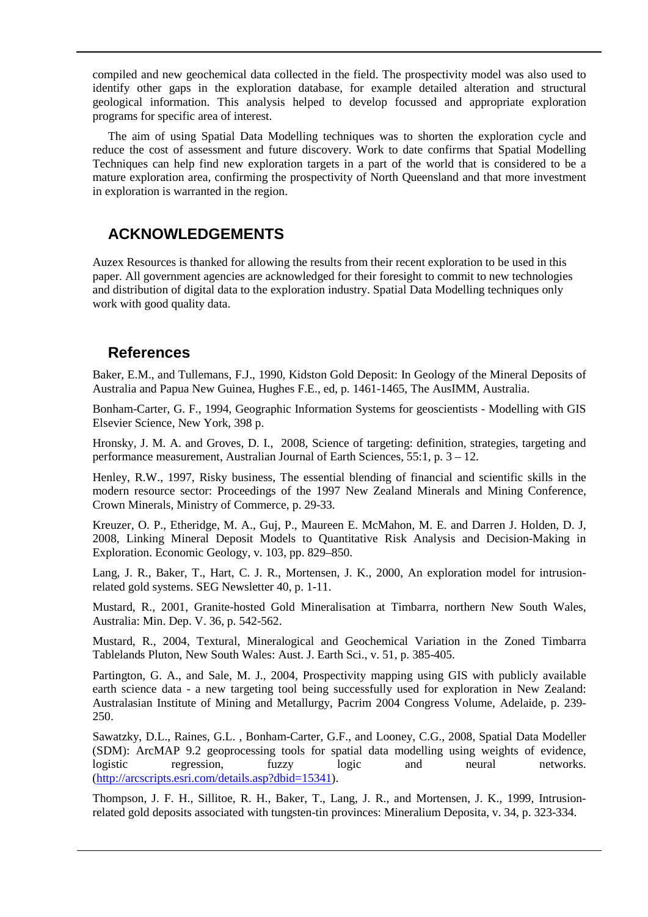compiled and new geochemical data collected in the field. The prospectivity model was also used to identify other gaps in the exploration database, for example detailed alteration and structural geological information. This analysis helped to develop focussed and appropriate exploration programs for specific area of interest.

The aim of using Spatial Data Modelling techniques was to shorten the exploration cycle and reduce the cost of assessment and future discovery. Work to date confirms that Spatial Modelling Techniques can help find new exploration targets in a part of the world that is considered to be a mature exploration area, confirming the prospectivity of North Queensland and that more investment in exploration is warranted in the region.

## ACKNOWLEDGEMENTS

Auzex Resources is thanked for allowing the results from their recent exploration to be used in this paper. All government agencies are acknowledged for their foresight to commit to new technologies and distribution of digital data to the exploration industry. Spatial Data Modelling techniques only work with good quality data.

## References

Baker, E.M., and Tullemans, F.J., 1990, Kidston Gold Deposit: In Geology of the Mineral Deposits of Australia and Papua New Guinea, Hughes F.E., ed, p. 1461-1465, The AusIMM, Australia.

Bonham-Carter, G. F., 1994, Geographic Information Systems for geoscientists - Modelling with GIS Elsevier Science, New York, 398 p.

Hronsky, J. M. A. and Groves, D. I., 2008, Science of targeting: definition, strategies, targeting and performance measurement, Australian Journal of Earth Sciences, 55:1, p. 3 – 12.

Henley, R.W., 1997, Risky business, The essential blending of financial and scientific skills in the modern resource sector: Proceedings of the 1997 New Zealand Minerals and Mining Conference, Crown Minerals, Ministry of Commerce, p. 29-33.

Kreuzer, O. P., Etheridge, M. A., Guj, P., Maureen E. McMahon, M. E. and Darren J. Holden, D. J, 2008, Linking Mineral Deposit Models to Quantitative Risk Analysis and Decision-Making in Exploration. Economic Geology, v. 103, pp. 829–850.

Lang, J. R., Baker, T., Hart, C. J. R., Mortensen, J. K., 2000, An exploration model for intrusion-related gold systems. SEG Newsletter 40, p. 1-11.

Mustard, R., 2001, Granite-hosted Gold Mineralisation at Timbarra, northern New South Wales, Australia: Min. Dep. V. 36, p. 542-562.

Mustard, R., 2004, Textural, Mineralogical and Geochemical Variation in the Zoned Timbarra Tablelands Pluton, New South Wales: Aust. J. Earth Sci., v. 51, p. 385-405.

Partington, G. A., and Sale, M. J., 2004, Prospectivity mapping using GIS with publicly available earth science data - a new targeting tool being successfully used for exploration in New Zealand: Australasian Institute of Mining and Metallurgy, Pacrim 2004 Congress Volume, Adelaide, p. 239-250.

Sawatzky, D.L., Raines, G.L. , Bonham-Carter, G.F., and Looney, C.G., 2008, Spatial Data Modeller (SDM): ArcMAP 9.2 geoprocessing tools for spatial data modelling using weights of evidence, logistic regression, fuzzy logic and neural networks. (http://arcscripts.esri.com/details.asp?dbid=15341).

Thompson, J. F. H., Sillitoe, R. H., Baker, T., Lang, J. R., and Mortensen, J. K., 1999, Intrusion-related gold deposits associated with tungsten-tin provinces: Mineralium Deposita, v. 34, p. 323-334.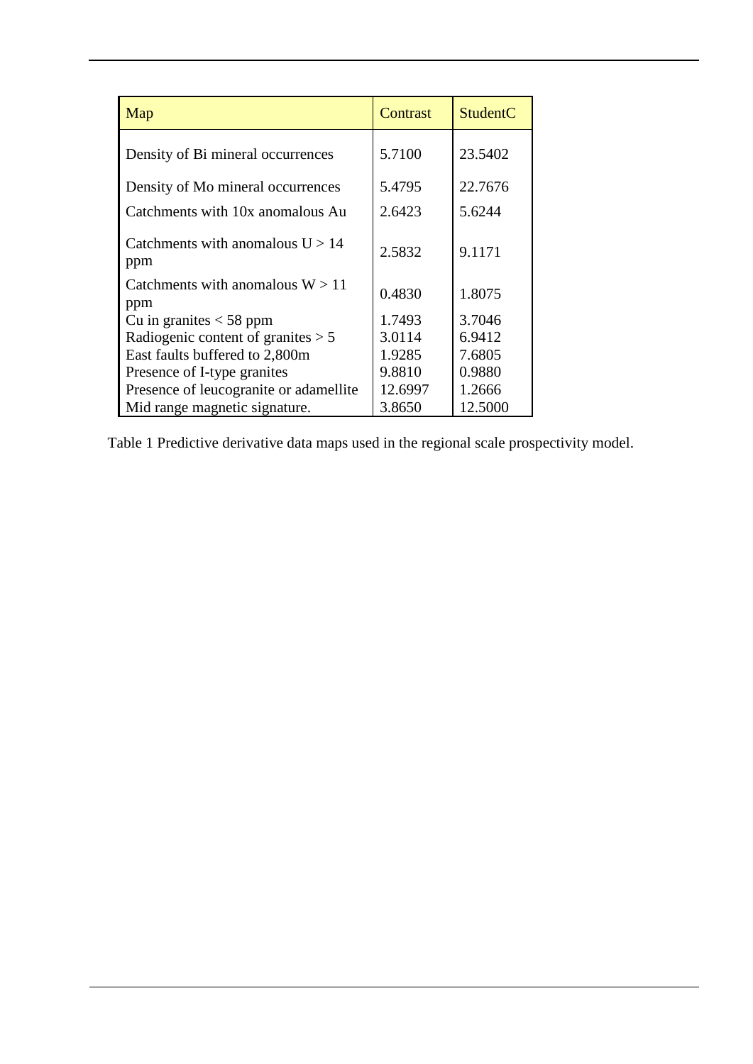| Map | Contrast | StudentC |
|---|---|---|
| Density of Bi mineral occurrences | 5.7100 | 23.5402 |
| Density of Mo mineral occurrences | 5.4795 | 22.7676 |
| Catchments with 10x anomalous Au | 2.6423 | 5.6244 |
| Catchments with anomalous U > 14 ppm | 2.5832 | 9.1171 |
| Catchments with anomalous W > 11 ppm | 0.4830 | 1.8075 |
| Cu in granites < 58 ppm | 1.7493 | 3.7046 |
| Radiogenic content of granites > 5 | 3.0114 | 6.9412 |
| East faults buffered to 2,800m | 1.9285 | 7.6805 |
| Presence of I-type granites | 9.8810 | 0.9880 |
| Presence of leucogranite or adamellite | 12.6997 | 1.2666 |
| Mid range magnetic signature. | 3.8650 | 12.5000 |

Table 1 Predictive derivative data maps used in the regional scale prospectivity model.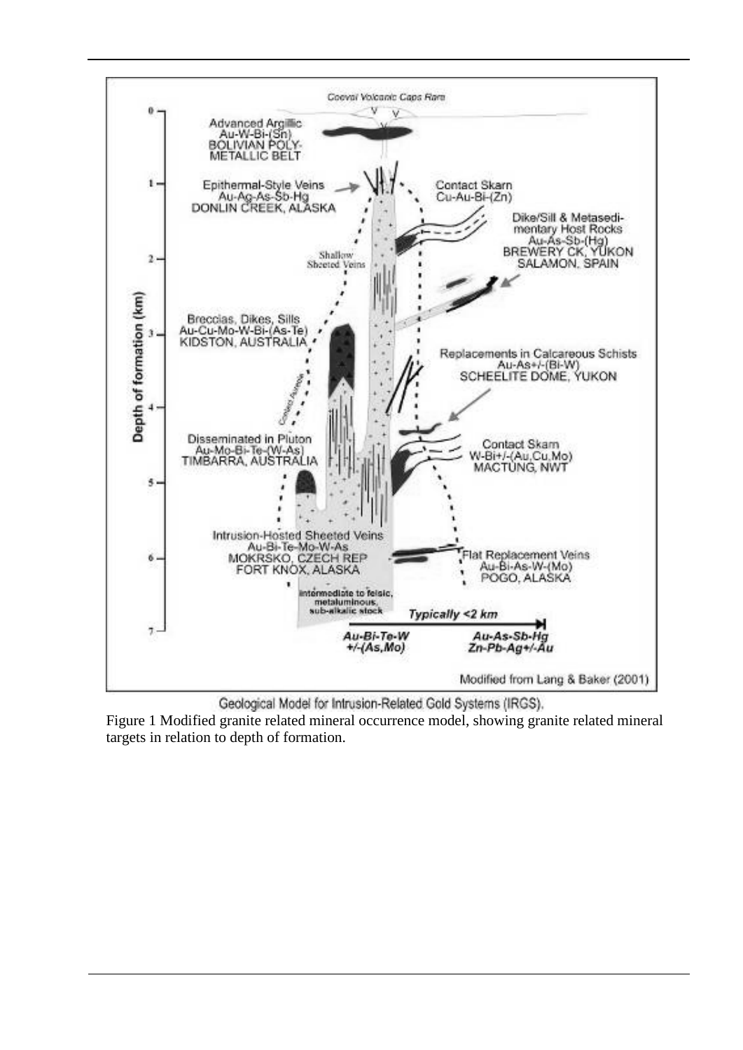Geological Model for Intrusion-Related Gold Systems (IRGS).

Figure 1 Modified granite related mineral occurrence model, showing granite related mineral targets in relation to depth of formation.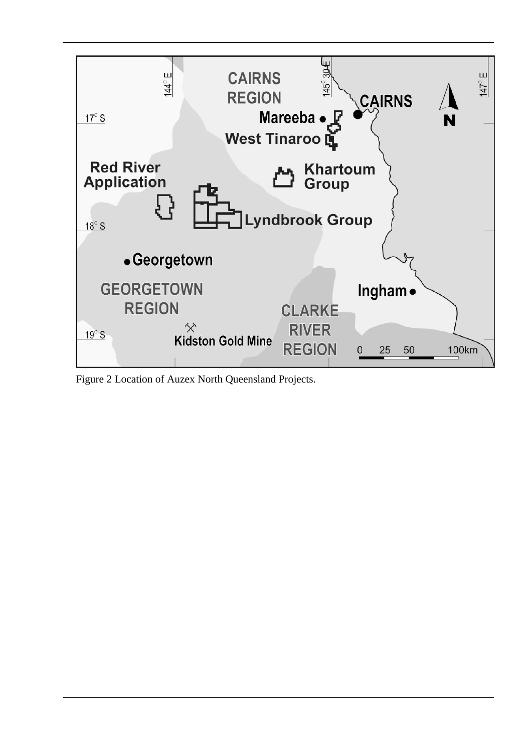CAIRNS REGION

144° E

145° 30' E

147° E

17° S

18° S

19° S

CAIRNS

Mareeba

West Tinaroo

N

Red River Application

Khartoum Group

Lyndbrook Group

Georgetown

GEORGETOWN REGION

Ingham

CLARKE RIVER REGION

Kidston Gold Mine

0 25 50 100km

Figure 2 Location of Auzex North Queensland Projects.